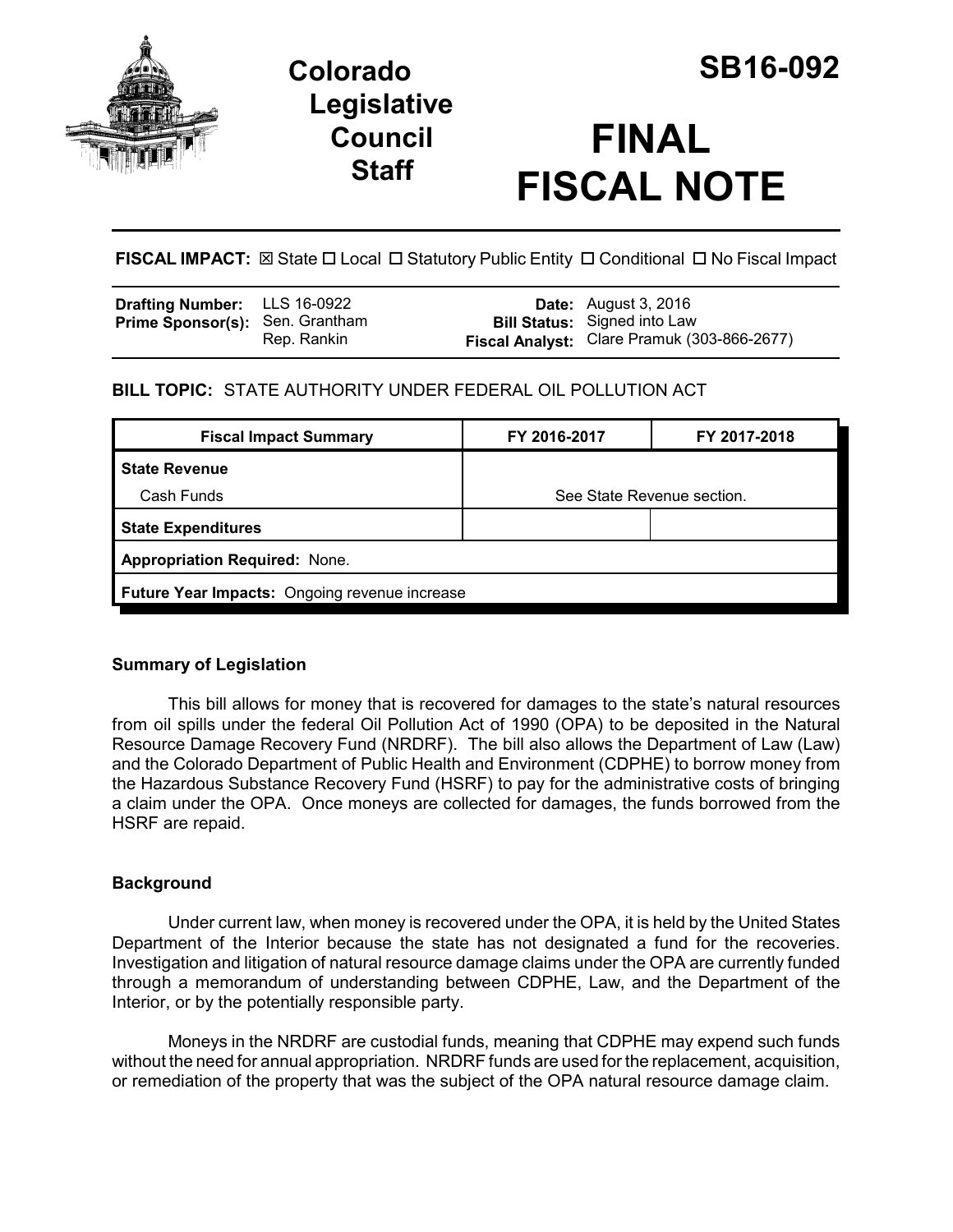# Colorado Legislative Council Staff

# SB16-092

# FINAL FISCAL NOTE

**FISCAL IMPACT:** ☒ State ☐ Local ☐ Statutory Public Entity ☐ Conditional ☐ No Fiscal Impact

| | | | |
|---|---|---|---|
| **Drafting Number:** | LLS 16-0922 | **Date:** | August 3, 2016 |
| **Prime Sponsor(s):** | Sen. Grantham<br>Rep. Rankin | **Bill Status:** | Signed into Law |
| | | **Fiscal Analyst:** | Clare Pramuk (303-866-2677) |

**BILL TOPIC:** STATE AUTHORITY UNDER FEDERAL OIL POLLUTION ACT

| Fiscal Impact Summary | FY 2016-2017 | FY 2017-2018 |
|---|---|---|
| **State Revenue** | | |
| Cash Funds | See State Revenue section. | |
| **State Expenditures** | | |
| **Appropriation Required:** None. | | |
| **Future Year Impacts:** Ongoing revenue increase | | |

## Summary of Legislation

This bill allows for money that is recovered for damages to the state's natural resources from oil spills under the federal Oil Pollution Act of 1990 (OPA) to be deposited in the Natural Resource Damage Recovery Fund (NRDRF). The bill also allows the Department of Law (Law) and the Colorado Department of Public Health and Environment (CDPHE) to borrow money from the Hazardous Substance Recovery Fund (HSRF) to pay for the administrative costs of bringing a claim under the OPA. Once moneys are collected for damages, the funds borrowed from the HSRF are repaid.

## Background

Under current law, when money is recovered under the OPA, it is held by the United States Department of the Interior because the state has not designated a fund for the recoveries. Investigation and litigation of natural resource damage claims under the OPA are currently funded through a memorandum of understanding between CDPHE, Law, and the Department of the Interior, or by the potentially responsible party.

Moneys in the NRDRF are custodial funds, meaning that CDPHE may expend such funds without the need for annual appropriation. NRDRF funds are used for the replacement, acquisition, or remediation of the property that was the subject of the OPA natural resource damage claim.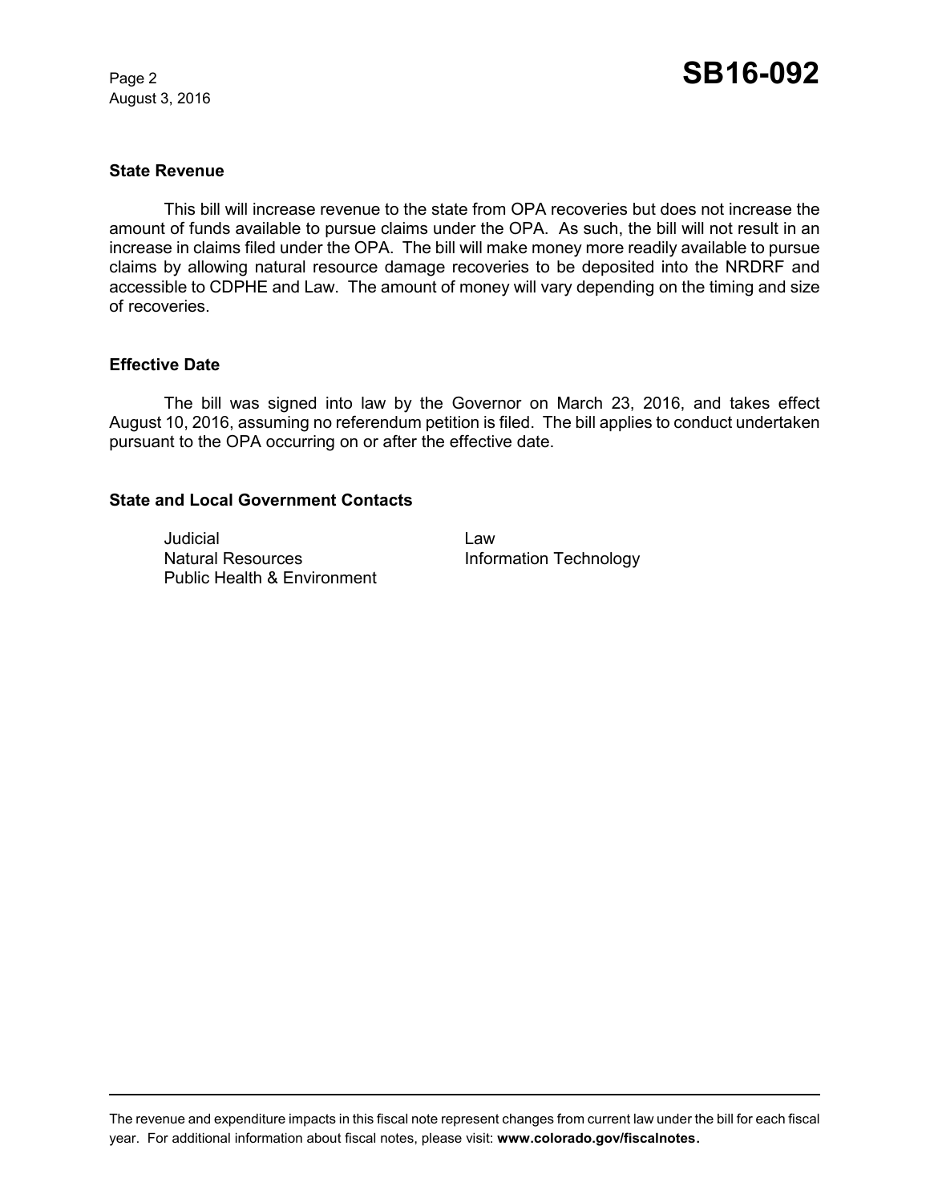### State Revenue

This bill will increase revenue to the state from OPA recoveries but does not increase the amount of funds available to pursue claims under the OPA. As such, the bill will not result in an increase in claims filed under the OPA. The bill will make money more readily available to pursue claims by allowing natural resource damage recoveries to be deposited into the NRDRF and accessible to CDPHE and Law. The amount of money will vary depending on the timing and size of recoveries.

### Effective Date

The bill was signed into law by the Governor on March 23, 2016, and takes effect August 10, 2016, assuming no referendum petition is filed. The bill applies to conduct undertaken pursuant to the OPA occurring on or after the effective date.

### State and Local Government Contacts

| | |
|---|---|
| Judicial | Law |
| Natural Resources | Information Technology |
| Public Health & Environment | |

The revenue and expenditure impacts in this fiscal note represent changes from current law under the bill for each fiscal year. For additional information about fiscal notes, please visit: **www.colorado.gov/fiscalnotes.**